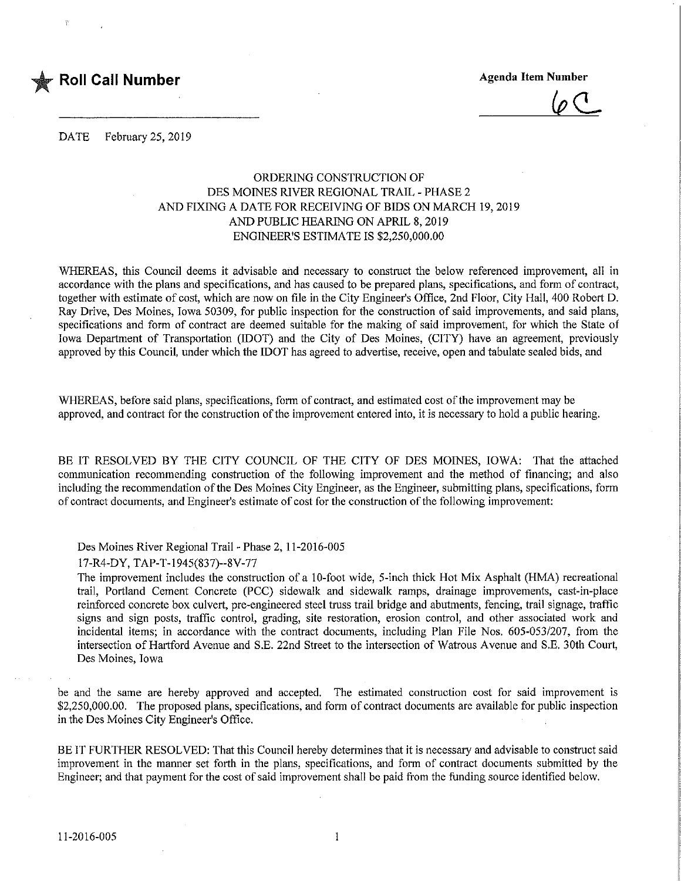★ **Roll Call Number**

**Agenda Item Number**

6C

DATE February 25, 2019

ORDERING CONSTRUCTION OF
DES MOINES RIVER REGIONAL TRAIL - PHASE 2
AND FIXING A DATE FOR RECEIVING OF BIDS ON MARCH 19, 2019
AND PUBLIC HEARING ON APRIL 8, 2019
ENGINEER'S ESTIMATE IS $2,250,000.00

WHEREAS, this Council deems it advisable and necessary to construct the below referenced improvement, all in accordance with the plans and specifications, and has caused to be prepared plans, specifications, and form of contract, together with estimate of cost, which are now on file in the City Engineer's Office, 2nd Floor, City Hall, 400 Robert D. Ray Drive, Des Moines, Iowa 50309, for public inspection for the construction of said improvements, and said plans, specifications and form of contract are deemed suitable for the making of said improvement, for which the State of Iowa Department of Transportation (IDOT) and the City of Des Moines, (CITY) have an agreement, previously approved by this Council, under which the IDOT has agreed to advertise, receive, open and tabulate sealed bids, and

WHEREAS, before said plans, specifications, form of contract, and estimated cost of the improvement may be approved, and contract for the construction of the improvement entered into, it is necessary to hold a public hearing.

BE IT RESOLVED BY THE CITY COUNCIL OF THE CITY OF DES MOINES, IOWA: That the attached communication recommending construction of the following improvement and the method of financing; and also including the recommendation of the Des Moines City Engineer, as the Engineer, submitting plans, specifications, form of contract documents, and Engineer's estimate of cost for the construction of the following improvement:

Des Moines River Regional Trail - Phase 2, 11-2016-005
17-R4-DY, TAP-T-1945(837)--8V-77
The improvement includes the construction of a 10-foot wide, 5-inch thick Hot Mix Asphalt (HMA) recreational trail, Portland Cement Concrete (PCC) sidewalk and sidewalk ramps, drainage improvements, cast-in-place reinforced concrete box culvert, pre-engineered steel truss trail bridge and abutments, fencing, trail signage, traffic signs and sign posts, traffic control, grading, site restoration, erosion control, and other associated work and incidental items; in accordance with the contract documents, including Plan File Nos. 605-053/207, from the intersection of Hartford Avenue and S.E. 22nd Street to the intersection of Watrous Avenue and S.E. 30th Court, Des Moines, Iowa

be and the same are hereby approved and accepted. The estimated construction cost for said improvement is $2,250,000.00. The proposed plans, specifications, and form of contract documents are available for public inspection in the Des Moines City Engineer's Office.

BE IT FURTHER RESOLVED: That this Council hereby determines that it is necessary and advisable to construct said improvement in the manner set forth in the plans, specifications, and form of contract documents submitted by the Engineer; and that payment for the cost of said improvement shall be paid from the funding source identified below.

11-2016-005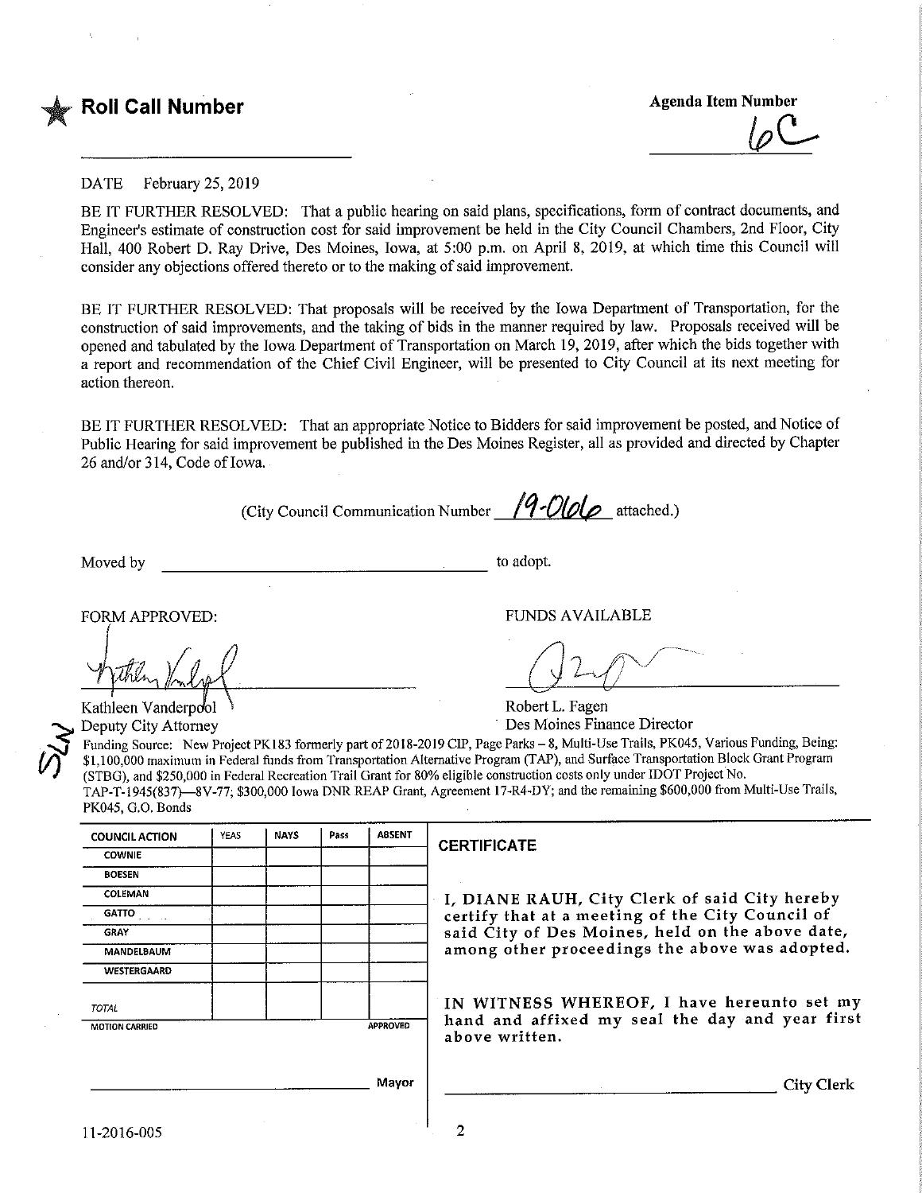★ **Roll Call Number**

**Agenda Item Number**
6C

DATE February 25, 2019

BE IT FURTHER RESOLVED: That a public hearing on said plans, specifications, form of contract documents, and Engineer's estimate of construction cost for said improvement be held in the City Council Chambers, 2nd Floor, City Hall, 400 Robert D. Ray Drive, Des Moines, Iowa, at 5:00 p.m. on April 8, 2019, at which time this Council will consider any objections offered thereto or to the making of said improvement.

BE IT FURTHER RESOLVED: That proposals will be received by the Iowa Department of Transportation, for the construction of said improvements, and the taking of bids in the manner required by law. Proposals received will be opened and tabulated by the Iowa Department of Transportation on March 19, 2019, after which the bids together with a report and recommendation of the Chief Civil Engineer, will be presented to City Council at its next meeting for action thereon.

BE IT FURTHER RESOLVED: That an appropriate Notice to Bidders for said improvement be posted, and Notice of Public Hearing for said improvement be published in the Des Moines Register, all as provided and directed by Chapter 26 and/or 314, Code of Iowa.

(City Council Communication Number 19-066 attached.)

Moved by ______________________ to adopt.

FORM APPROVED:

Kathleen Vanderpool
Deputy City Attorney

FUNDS AVAILABLE

Robert L. Fagen
Des Moines Finance Director

Funding Source: New Project PK183 formerly part of 2018-2019 CIP, Page Parks – 8, Multi-Use Trails, PK045, Various Funding, Being: $1,100,000 maximum in Federal funds from Transportation Alternative Program (TAP), and Surface Transportation Block Grant Program (STBG), and $250,000 in Federal Recreation Trail Grant for 80% eligible construction costs only under IDOT Project No. TAP-T-1945(837)—8V-77; $300,000 Iowa DNR REAP Grant, Agreement 17-R4-DY; and the remaining $600,000 from Multi-Use Trails, PK045, G.O. Bonds

| COUNCIL ACTION | YEAS | NAYS | Pass | ABSENT |
|---|---|---|---|---|
| COWNIE | | | | |
| BOESEN | | | | |
| COLEMAN | | | | |
| GATTO | | | | |
| GRAY | | | | |
| MANDELBAUM | | | | |
| WESTERGAARD | | | | |
| TOTAL | | | | |
| MOTION CARRIED | | | | APPROVED |

______________________ Mayor

**CERTIFICATE**

I, DIANE RAUH, City Clerk of said City hereby certify that at a meeting of the City Council of said City of Des Moines, held on the above date, among other proceedings the above was adopted.

IN WITNESS WHEREOF, I have hereunto set my hand and affixed my seal the day and year first above written.

______________________ City Clerk

11-2016-005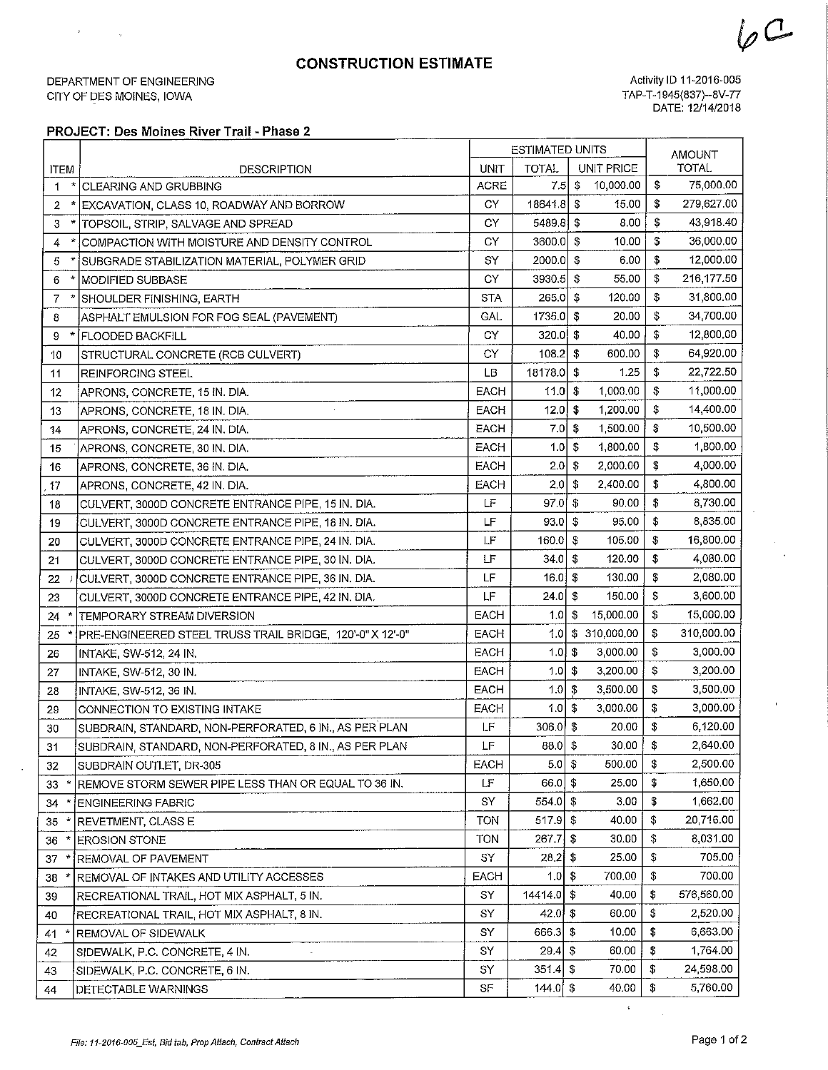6a

# CONSTRUCTION ESTIMATE

DEPARTMENT OF ENGINEERING
CITY OF DES MOINES, IOWA

Activity ID 11-2016-005
TAP-T-1945(837)--8V-77
DATE: 12/14/2018

**PROJECT: Des Moines River Trail - Phase 2**

| ITEM | | DESCRIPTION | ESTIMATED UNITS | | | AMOUNT |
|---|---|---|---|---|---|---|
| | | | UNIT | TOTAL | UNIT PRICE | TOTAL |
| 1 | * | CLEARING AND GRUBBING | ACRE | 7.5 | $ 10,000.00 | $ 75,000.00 |
| 2 | * | EXCAVATION, CLASS 10, ROADWAY AND BORROW | CY | 18641.8 | $ 15.00 | $ 279,627.00 |
| 3 | * | TOPSOIL, STRIP, SALVAGE AND SPREAD | CY | 5489.8 | $ 8.00 | $ 43,918.40 |
| 4 | * | COMPACTION WITH MOISTURE AND DENSITY CONTROL | CY | 3600.0 | $ 10.00 | $ 36,000.00 |
| 5 | * | SUBGRADE STABILIZATION MATERIAL, POLYMER GRID | SY | 2000.0 | $ 6.00 | $ 12,000.00 |
| 6 | * | MODIFIED SUBBASE | CY | 3930.5 | $ 55.00 | $ 216,177.50 |
| 7 | * | SHOULDER FINISHING, EARTH | STA | 265.0 | $ 120.00 | $ 31,800.00 |
| 8 | | ASPHALT EMULSION FOR FOG SEAL (PAVEMENT) | GAL | 1735.0 | $ 20.00 | $ 34,700.00 |
| 9 | * | FLOODED BACKFILL | CY | 320.0 | $ 40.00 | $ 12,800.00 |
| 10 | | STRUCTURAL CONCRETE (RCB CULVERT) | CY | 108.2 | $ 600.00 | $ 64,920.00 |
| 11 | | REINFORCING STEEL | LB | 18178.0 | $ 1.25 | $ 22,722.50 |
| 12 | | APRONS, CONCRETE, 15 IN. DIA. | EACH | 11.0 | $ 1,000.00 | $ 11,000.00 |
| 13 | | APRONS, CONCRETE, 18 IN. DIA. | EACH | 12.0 | $ 1,200.00 | $ 14,400.00 |
| 14 | | APRONS, CONCRETE, 24 IN. DIA. | EACH | 7.0 | $ 1,500.00 | $ 10,500.00 |
| 15 | | APRONS, CONCRETE, 30 IN. DIA. | EACH | 1.0 | $ 1,800.00 | $ 1,800.00 |
| 16 | | APRONS, CONCRETE, 36 IN. DIA. | EACH | 2.0 | $ 2,000.00 | $ 4,000.00 |
| 17 | | APRONS, CONCRETE, 42 IN. DIA. | EACH | 2.0 | $ 2,400.00 | $ 4,800.00 |
| 18 | | CULVERT, 3000D CONCRETE ENTRANCE PIPE, 15 IN. DIA. | LF | 97.0 | $ 90.00 | $ 8,730.00 |
| 19 | | CULVERT, 3000D CONCRETE ENTRANCE PIPE, 18 IN. DIA. | LF | 93.0 | $ 95.00 | $ 8,835.00 |
| 20 | | CULVERT, 3000D CONCRETE ENTRANCE PIPE, 24 IN. DIA. | LF | 160.0 | $ 105.00 | $ 16,800.00 |
| 21 | | CULVERT, 3000D CONCRETE ENTRANCE PIPE, 30 IN. DIA. | LF | 34.0 | $ 120.00 | $ 4,080.00 |
| 22 | | CULVERT, 3000D CONCRETE ENTRANCE PIPE, 36 IN. DIA. | LF | 16.0 | $ 130.00 | $ 2,080.00 |
| 23 | | CULVERT, 3000D CONCRETE ENTRANCE PIPE, 42 IN. DIA. | LF | 24.0 | $ 150.00 | $ 3,600.00 |
| 24 | * | TEMPORARY STREAM DIVERSION | EACH | 1.0 | $ 15,000.00 | $ 15,000.00 |
| 25 | * | PRE-ENGINEERED STEEL TRUSS TRAIL BRIDGE, 120'-0" X 12'-0" | EACH | 1.0 | $ 310,000.00 | $ 310,000.00 |
| 26 | | INTAKE, SW-512, 24 IN. | EACH | 1.0 | $ 3,000.00 | $ 3,000.00 |
| 27 | | INTAKE, SW-512, 30 IN. | EACH | 1.0 | $ 3,200.00 | $ 3,200.00 |
| 28 | | INTAKE, SW-512, 36 IN. | EACH | 1.0 | $ 3,500.00 | $ 3,500.00 |
| 29 | | CONNECTION TO EXISTING INTAKE | EACH | 1.0 | $ 3,000.00 | $ 3,000.00 |
| 30 | | SUBDRAIN, STANDARD, NON-PERFORATED, 6 IN., AS PER PLAN | LF | 306.0 | $ 20.00 | $ 6,120.00 |
| 31 | | SUBDRAIN, STANDARD, NON-PERFORATED, 8 IN., AS PER PLAN | LF | 88.0 | $ 30.00 | $ 2,640.00 |
| 32 | | SUBDRAIN OUTLET, DR-305 | EACH | 5.0 | $ 500.00 | $ 2,500.00 |
| 33 | * | REMOVE STORM SEWER PIPE LESS THAN OR EQUAL TO 36 IN. | LF | 66.0 | $ 25.00 | $ 1,650.00 |
| 34 | * | ENGINEERING FABRIC | SY | 554.0 | $ 3.00 | $ 1,662.00 |
| 35 | * | REVETMENT, CLASS E | TON | 517.9 | $ 40.00 | $ 20,716.00 |
| 36 | * | EROSION STONE | TON | 267.7 | $ 30.00 | $ 8,031.00 |
| 37 | * | REMOVAL OF PAVEMENT | SY | 28.2 | $ 25.00 | $ 705.00 |
| 38 | * | REMOVAL OF INTAKES AND UTILITY ACCESSES | EACH | 1.0 | $ 700.00 | $ 700.00 |
| 39 | | RECREATIONAL TRAIL, HOT MIX ASPHALT, 5 IN. | SY | 14414.0 | $ 40.00 | $ 576,560.00 |
| 40 | | RECREATIONAL TRAIL, HOT MIX ASPHALT, 8 IN. | SY | 42.0 | $ 60.00 | $ 2,520.00 |
| 41 | * | REMOVAL OF SIDEWALK | SY | 666.3 | $ 10.00 | $ 6,663.00 |
| 42 | | SIDEWALK, P.C. CONCRETE, 4 IN. | SY | 29.4 | $ 60.00 | $ 1,764.00 |
| 43 | | SIDEWALK, P.C. CONCRETE, 6 IN. | SY | 351.4 | $ 70.00 | $ 24,598.00 |
| 44 | | DETECTABLE WARNINGS | SF | 144.0 | $ 40.00 | $ 5,760.00 |

*File: 11-2016-005_Est, Bid tab, Prop Attach, Contract Attach*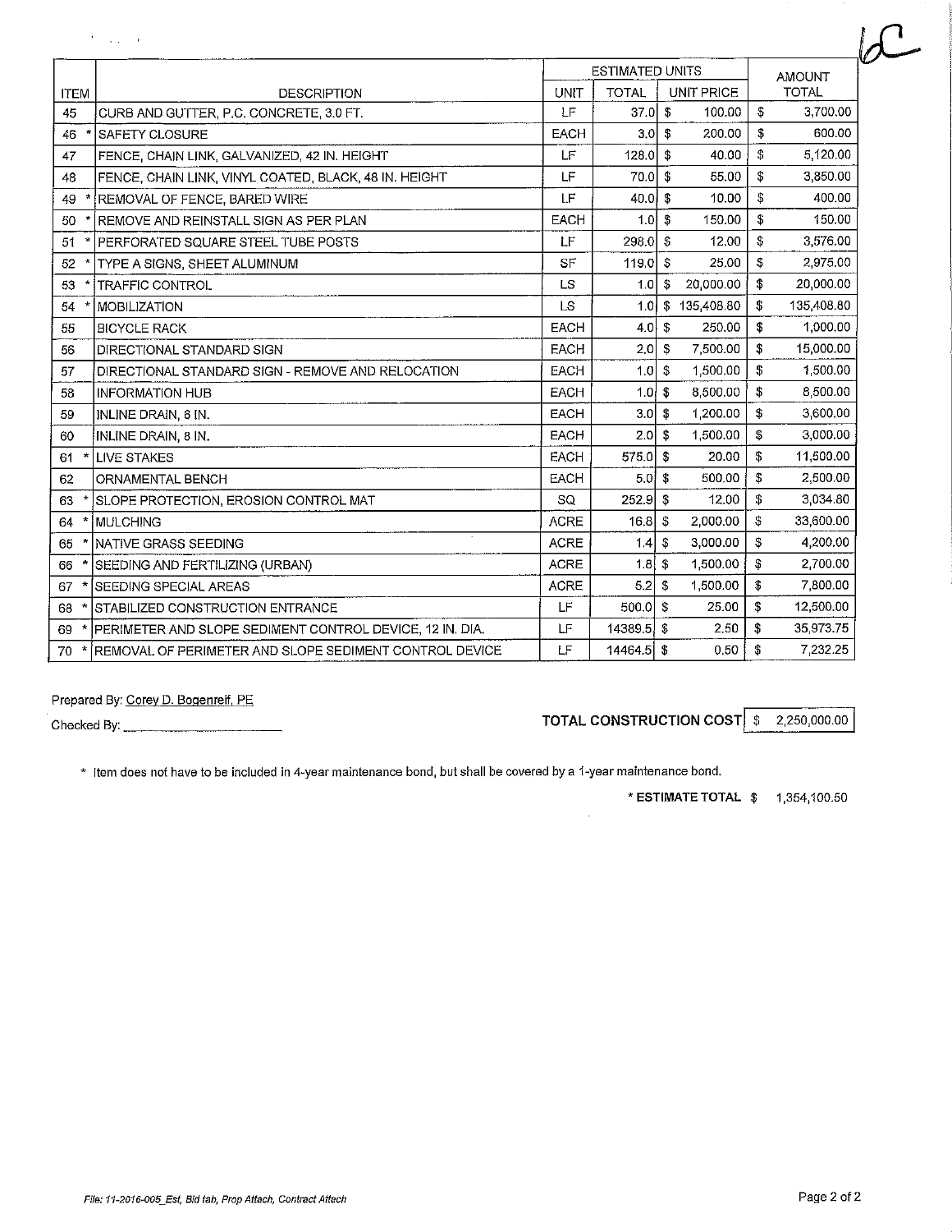6C

| ITEM | DESCRIPTION | ESTIMATED UNITS | | | AMOUNT |
|---|---|---|---|---|---|
| | | UNIT | TOTAL | UNIT PRICE | TOTAL |
| 45 | CURB AND GUTTER, P.C. CONCRETE, 3.0 FT. | LF | 37.0 | $ 100.00 | $ 3,700.00 |
| 46 * | SAFETY CLOSURE | EACH | 3.0 | $ 200.00 | $ 600.00 |
| 47 | FENCE, CHAIN LINK, GALVANIZED, 42 IN. HEIGHT | LF | 128.0 | $ 40.00 | $ 5,120.00 |
| 48 | FENCE, CHAIN LINK, VINYL COATED, BLACK, 48 IN. HEIGHT | LF | 70.0 | $ 55.00 | $ 3,850.00 |
| 49 * | REMOVAL OF FENCE, BARED WIRE | LF | 40.0 | $ 10.00 | $ 400.00 |
| 50 * | REMOVE AND REINSTALL SIGN AS PER PLAN | EACH | 1.0 | $ 150.00 | $ 150.00 |
| 51 * | PERFORATED SQUARE STEEL TUBE POSTS | LF | 298.0 | $ 12.00 | $ 3,576.00 |
| 52 * | TYPE A SIGNS, SHEET ALUMINUM | SF | 119.0 | $ 25.00 | $ 2,975.00 |
| 53 * | TRAFFIC CONTROL | LS | 1.0 | $ 20,000.00 | $ 20,000.00 |
| 54 * | MOBILIZATION | LS | 1.0 | $ 135,408.80 | $ 135,408.80 |
| 55 | BICYCLE RACK | EACH | 4.0 | $ 250.00 | $ 1,000.00 |
| 56 | DIRECTIONAL STANDARD SIGN | EACH | 2.0 | $ 7,500.00 | $ 15,000.00 |
| 57 | DIRECTIONAL STANDARD SIGN - REMOVE AND RELOCATION | EACH | 1.0 | $ 1,500.00 | $ 1,500.00 |
| 58 | INFORMATION HUB | EACH | 1.0 | $ 8,500.00 | $ 8,500.00 |
| 59 | INLINE DRAIN, 6 IN. | EACH | 3.0 | $ 1,200.00 | $ 3,600.00 |
| 60 | INLINE DRAIN, 8 IN. | EACH | 2.0 | $ 1,500.00 | $ 3,000.00 |
| 61 * | LIVE STAKES | EACH | 575.0 | $ 20.00 | $ 11,500.00 |
| 62 | ORNAMENTAL BENCH | EACH | 5.0 | $ 500.00 | $ 2,500.00 |
| 63 * | SLOPE PROTECTION, EROSION CONTROL MAT | SQ | 252.9 | $ 12.00 | $ 3,034.80 |
| 64 * | MULCHING | ACRE | 16.8 | $ 2,000.00 | $ 33,600.00 |
| 65 * | NATIVE GRASS SEEDING | ACRE | 1.4 | $ 3,000.00 | $ 4,200.00 |
| 66 * | SEEDING AND FERTILIZING (URBAN) | ACRE | 1.8 | $ 1,500.00 | $ 2,700.00 |
| 67 * | SEEDING SPECIAL AREAS | ACRE | 5.2 | $ 1,500.00 | $ 7,800.00 |
| 68 * | STABILIZED CONSTRUCTION ENTRANCE | LF | 500.0 | $ 25.00 | $ 12,500.00 |
| 69 * | PERIMETER AND SLOPE SEDIMENT CONTROL DEVICE, 12 IN. DIA. | LF | 14389.5 | $ 2.50 | $ 35,973.75 |
| 70 * | REMOVAL OF PERIMETER AND SLOPE SEDIMENT CONTROL DEVICE | LF | 14464.5 | $ 0.50 | $ 7,232.25 |

Prepared By: Corey D. Bogenreif, PE

Checked By: ______________________

**TOTAL CONSTRUCTION COST** $ 2,250,000.00

* Item does not have to be included in 4-year maintenance bond, but shall be covered by a 1-year maintenance bond.

**\* ESTIMATE TOTAL** $ 1,354,100.50

*File: 11-2016-005_Est, Bid tab, Prop Attach, Contract Attach*